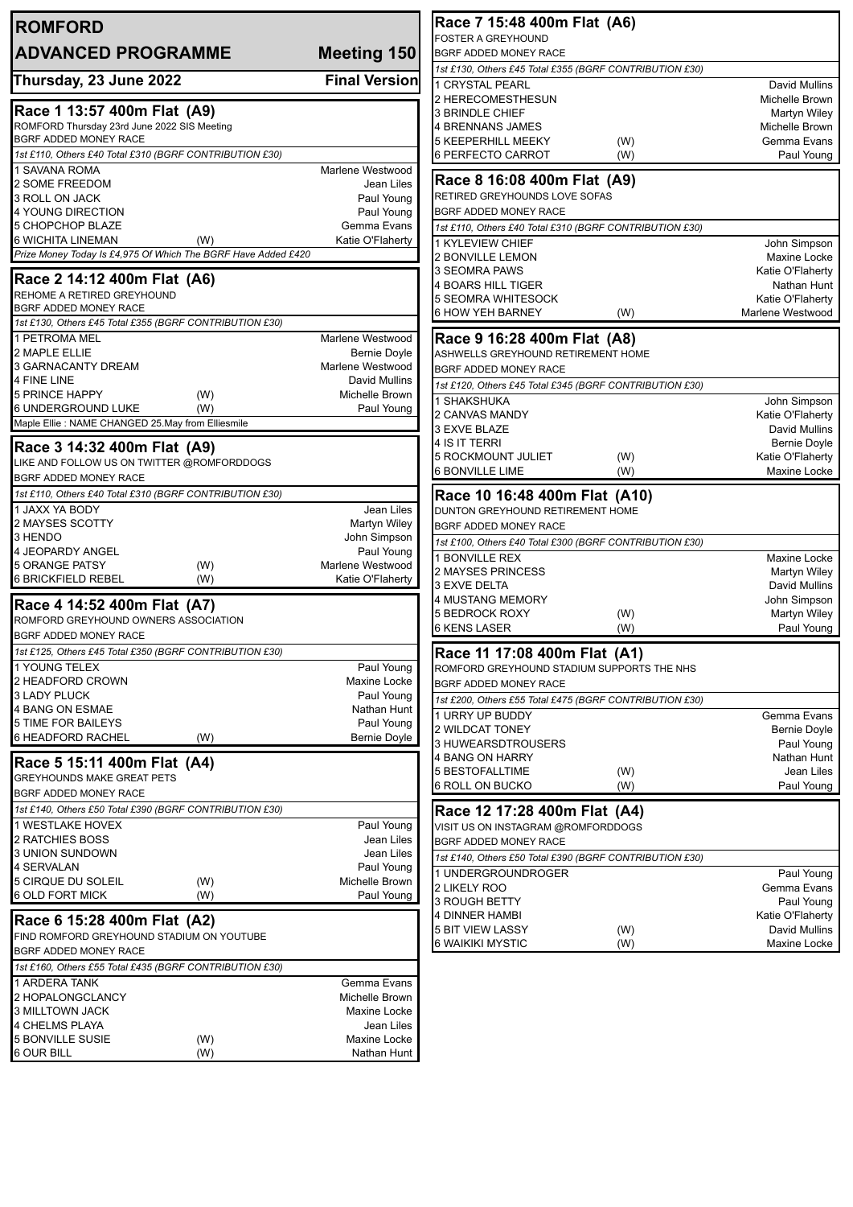# ROMFORD

## ADVANCED PROGRAMME — Meeting 150

**Thursday, 23 June 2022** — **Final Version**

### Race 1 13:57 400m Flat (A9)

ROMFORD Thursday 23rd June 2022 SIS Meeting
BGRF ADDED MONEY RACE

*1st £110, Others £40 Total £310 (BGRF CONTRIBUTION £30)*

| Trap | Greyhound | | Trainer |
|---|---|---|---|
| 1 | SAVANA ROMA | | Marlene Westwood |
| 2 | SOME FREEDOM | | Jean Liles |
| 3 | ROLL ON JACK | | Paul Young |
| 4 | YOUNG DIRECTION | | Paul Young |
| 5 | CHOPCHOP BLAZE | | Gemma Evans |
| 6 | WICHITA LINEMAN | (W) | Katie O'Flaherty |

*Prize Money Today Is £4,975 Of Which The BGRF Have Added £420*

### Race 2 14:12 400m Flat (A6)

REHOME A RETIRED GREYHOUND
BGRF ADDED MONEY RACE

*1st £130, Others £45 Total £355 (BGRF CONTRIBUTION £30)*

| Trap | Greyhound | | Trainer |
|---|---|---|---|
| 1 | PETROMA MEL | | Marlene Westwood |
| 2 | MAPLE ELLIE | | Bernie Doyle |
| 3 | GARNACANTY DREAM | | Marlene Westwood |
| 4 | FINE LINE | | David Mullins |
| 5 | PRINCE HAPPY | (W) | Michelle Brown |
| 6 | UNDERGROUND LUKE | (W) | Paul Young |

Maple Ellie : NAME CHANGED 25.May from Elliesmile

### Race 3 14:32 400m Flat (A9)

LIKE AND FOLLOW US ON TWITTER @ROMFORDDOGS
BGRF ADDED MONEY RACE

*1st £110, Others £40 Total £310 (BGRF CONTRIBUTION £30)*

| Trap | Greyhound | | Trainer |
|---|---|---|---|
| 1 | JAXX YA BODY | | Jean Liles |
| 2 | MAYSES SCOTTY | | Martyn Wiley |
| 3 | HENDO | | John Simpson |
| 4 | JEOPARDY ANGEL | | Paul Young |
| 5 | ORANGE PATSY | (W) | Marlene Westwood |
| 6 | BRICKFIELD REBEL | (W) | Katie O'Flaherty |

### Race 4 14:52 400m Flat (A7)

ROMFORD GREYHOUND OWNERS ASSOCIATION
BGRF ADDED MONEY RACE

*1st £125, Others £45 Total £350 (BGRF CONTRIBUTION £30)*

| Trap | Greyhound | | Trainer |
|---|---|---|---|
| 1 | YOUNG TELEX | | Paul Young |
| 2 | HEADFORD CROWN | | Maxine Locke |
| 3 | LADY PLUCK | | Paul Young |
| 4 | BANG ON ESMAE | | Nathan Hunt |
| 5 | TIME FOR BAILEYS | | Paul Young |
| 6 | HEADFORD RACHEL | (W) | Bernie Doyle |

### Race 5 15:11 400m Flat (A4)

GREYHOUNDS MAKE GREAT PETS
BGRF ADDED MONEY RACE

*1st £140, Others £50 Total £390 (BGRF CONTRIBUTION £30)*

| Trap | Greyhound | | Trainer |
|---|---|---|---|
| 1 | WESTLAKE HOVEX | | Paul Young |
| 2 | RATCHIES BOSS | | Jean Liles |
| 3 | UNION SUNDOWN | | Jean Liles |
| 4 | SERVALAN | | Paul Young |
| 5 | CIRQUE DU SOLEIL | (W) | Michelle Brown |
| 6 | OLD FORT MICK | (W) | Paul Young |

### Race 6 15:28 400m Flat (A2)

FIND ROMFORD GREYHOUND STADIUM ON YOUTUBE
BGRF ADDED MONEY RACE

*1st £160, Others £55 Total £435 (BGRF CONTRIBUTION £30)*

| Trap | Greyhound | | Trainer |
|---|---|---|---|
| 1 | ARDERA TANK | | Gemma Evans |
| 2 | HOPALONGCLANCY | | Michelle Brown |
| 3 | MILLTOWN JACK | | Maxine Locke |
| 4 | CHELMS PLAYA | | Jean Liles |
| 5 | BONVILLE SUSIE | (W) | Maxine Locke |
| 6 | OUR BILL | (W) | Nathan Hunt |

### Race 7 15:48 400m Flat (A6)

FOSTER A GREYHOUND
BGRF ADDED MONEY RACE

*1st £130, Others £45 Total £355 (BGRF CONTRIBUTION £30)*

| Trap | Greyhound | | Trainer |
|---|---|---|---|
| 1 | CRYSTAL PEARL | | David Mullins |
| 2 | HERECOMESTHESUN | | Michelle Brown |
| 3 | BRINDLE CHIEF | | Martyn Wiley |
| 4 | BRENNANS JAMES | | Michelle Brown |
| 5 | KEEPERHILL MEEKY | (W) | Gemma Evans |
| 6 | PERFECTO CARROT | (W) | Paul Young |

### Race 8 16:08 400m Flat (A9)

RETIRED GREYHOUNDS LOVE SOFAS
BGRF ADDED MONEY RACE

*1st £110, Others £40 Total £310 (BGRF CONTRIBUTION £30)*

| Trap | Greyhound | | Trainer |
|---|---|---|---|
| 1 | KYLEVIEW CHIEF | | John Simpson |
| 2 | BONVILLE LEMON | | Maxine Locke |
| 3 | SEOMRA PAWS | | Katie O'Flaherty |
| 4 | BOARS HILL TIGER | | Nathan Hunt |
| 5 | SEOMRA WHITESOCK | | Katie O'Flaherty |
| 6 | HOW YEH BARNEY | (W) | Marlene Westwood |

### Race 9 16:28 400m Flat (A8)

ASHWELLS GREYHOUND RETIREMENT HOME
BGRF ADDED MONEY RACE

*1st £120, Others £45 Total £345 (BGRF CONTRIBUTION £30)*

| Trap | Greyhound | | Trainer |
|---|---|---|---|
| 1 | SHAKSHUKA | | John Simpson |
| 2 | CANVAS MANDY | | Katie O'Flaherty |
| 3 | EXVE BLAZE | | David Mullins |
| 4 | IS IT TERRI | | Bernie Doyle |
| 5 | ROCKMOUNT JULIET | (W) | Katie O'Flaherty |
| 6 | BONVILLE LIME | (W) | Maxine Locke |

### Race 10 16:48 400m Flat (A10)

DUNTON GREYHOUND RETIREMENT HOME
BGRF ADDED MONEY RACE

*1st £100, Others £40 Total £300 (BGRF CONTRIBUTION £30)*

| Trap | Greyhound | | Trainer |
|---|---|---|---|
| 1 | BONVILLE REX | | Maxine Locke |
| 2 | MAYSES PRINCESS | | Martyn Wiley |
| 3 | EXVE DELTA | | David Mullins |
| 4 | MUSTANG MEMORY | | John Simpson |
| 5 | BEDROCK ROXY | (W) | Martyn Wiley |
| 6 | KENS LASER | (W) | Paul Young |

### Race 11 17:08 400m Flat (A1)

ROMFORD GREYHOUND STADIUM SUPPORTS THE NHS
BGRF ADDED MONEY RACE

*1st £200, Others £55 Total £475 (BGRF CONTRIBUTION £30)*

| Trap | Greyhound | | Trainer |
|---|---|---|---|
| 1 | URRY UP BUDDY | | Gemma Evans |
| 2 | WILDCAT TONEY | | Bernie Doyle |
| 3 | HUWEARSDTROUSERS | | Paul Young |
| 4 | BANG ON HARRY | | Nathan Hunt |
| 5 | BESTOFALLTIME | (W) | Jean Liles |
| 6 | ROLL ON BUCKO | (W) | Paul Young |

### Race 12 17:28 400m Flat (A4)

VISIT US ON INSTAGRAM @ROMFORDDOGS
BGRF ADDED MONEY RACE

*1st £140, Others £50 Total £390 (BGRF CONTRIBUTION £30)*

| Trap | Greyhound | | Trainer |
|---|---|---|---|
| 1 | UNDERGROUNDROGER | | Paul Young |
| 2 | LIKELY ROO | | Gemma Evans |
| 3 | ROUGH BETTY | | Paul Young |
| 4 | DINNER HAMBI | | Katie O'Flaherty |
| 5 | BIT VIEW LASSY | (W) | David Mullins |
| 6 | WAIKIKI MYSTIC | (W) | Maxine Locke |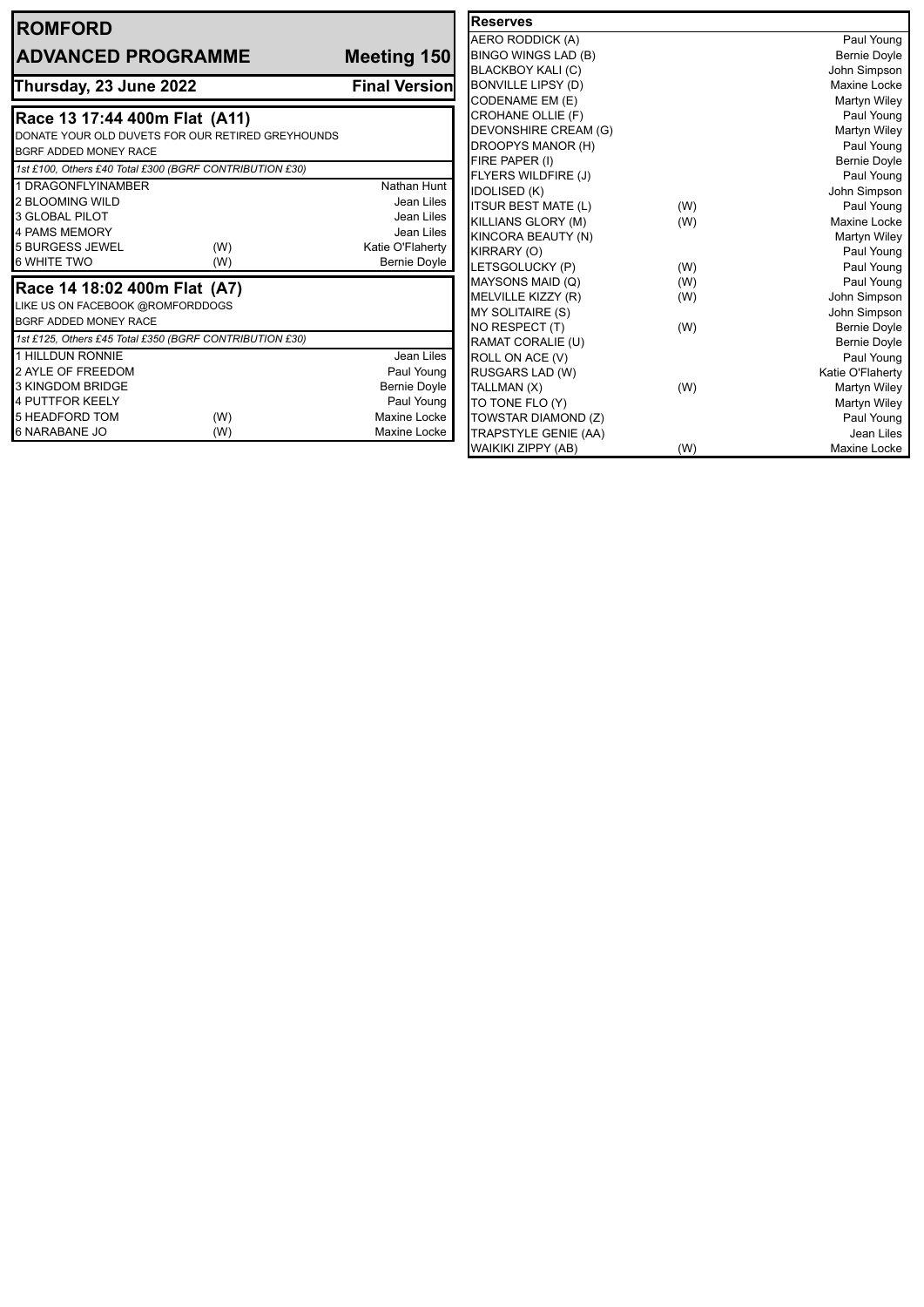# ROMFORD

## ADVANCED PROGRAMME — Meeting 150

**Thursday, 23 June 2022** — **Final Version**

### Race 13 17:44 400m Flat (A11)

DONATE YOUR OLD DUVETS FOR OUR RETIRED GREYHOUNDS

BGRF ADDED MONEY RACE

*1st £100, Others £40 Total £300 (BGRF CONTRIBUTION £30)*

| | | |
|---|---|---|
| 1 DRAGONFLYINAMBER | | Nathan Hunt |
| 2 BLOOMING WILD | | Jean Liles |
| 3 GLOBAL PILOT | | Jean Liles |
| 4 PAMS MEMORY | | Jean Liles |
| 5 BURGESS JEWEL | (W) | Katie O'Flaherty |
| 6 WHITE TWO | (W) | Bernie Doyle |

### Race 14 18:02 400m Flat (A7)

LIKE US ON FACEBOOK @ROMFORDDOGS

BGRF ADDED MONEY RACE

*1st £125, Others £45 Total £350 (BGRF CONTRIBUTION £30)*

| | | |
|---|---|---|
| 1 HILLDUN RONNIE | | Jean Liles |
| 2 AYLE OF FREEDOM | | Paul Young |
| 3 KINGDOM BRIDGE | | Bernie Doyle |
| 4 PUTTFOR KEELY | | Paul Young |
| 5 HEADFORD TOM | (W) | Maxine Locke |
| 6 NARABANE JO | (W) | Maxine Locke |

### Reserves

| | | |
|---|---|---|
| AERO RODDICK (A) | | Paul Young |
| BINGO WINGS LAD (B) | | Bernie Doyle |
| BLACKBOY KALI (C) | | John Simpson |
| BONVILLE LIPSY (D) | | Maxine Locke |
| CODENAME EM (E) | | Martyn Wiley |
| CROHANE OLLIE (F) | | Paul Young |
| DEVONSHIRE CREAM (G) | | Martyn Wiley |
| DROOPYS MANOR (H) | | Paul Young |
| FIRE PAPER (I) | | Bernie Doyle |
| FLYERS WILDFIRE (J) | | Paul Young |
| IDOLISED (K) | | John Simpson |
| ITSUR BEST MATE (L) | (W) | Paul Young |
| KILLIANS GLORY (M) | (W) | Maxine Locke |
| KINCORA BEAUTY (N) | | Martyn Wiley |
| KIRRARY (O) | | Paul Young |
| LETSGOLUCKY (P) | (W) | Paul Young |
| MAYSONS MAID (Q) | (W) | Paul Young |
| MELVILLE KIZZY (R) | (W) | John Simpson |
| MY SOLITAIRE (S) | | John Simpson |
| NO RESPECT (T) | (W) | Bernie Doyle |
| RAMAT CORALIE (U) | | Bernie Doyle |
| ROLL ON ACE (V) | | Paul Young |
| RUSGARS LAD (W) | | Katie O'Flaherty |
| TALLMAN (X) | (W) | Martyn Wiley |
| TO TONE FLO (Y) | | Martyn Wiley |
| TOWSTAR DIAMOND (Z) | | Paul Young |
| TRAPSTYLE GENIE (AA) | | Jean Liles |
| WAIKIKI ZIPPY (AB) | (W) | Maxine Locke |